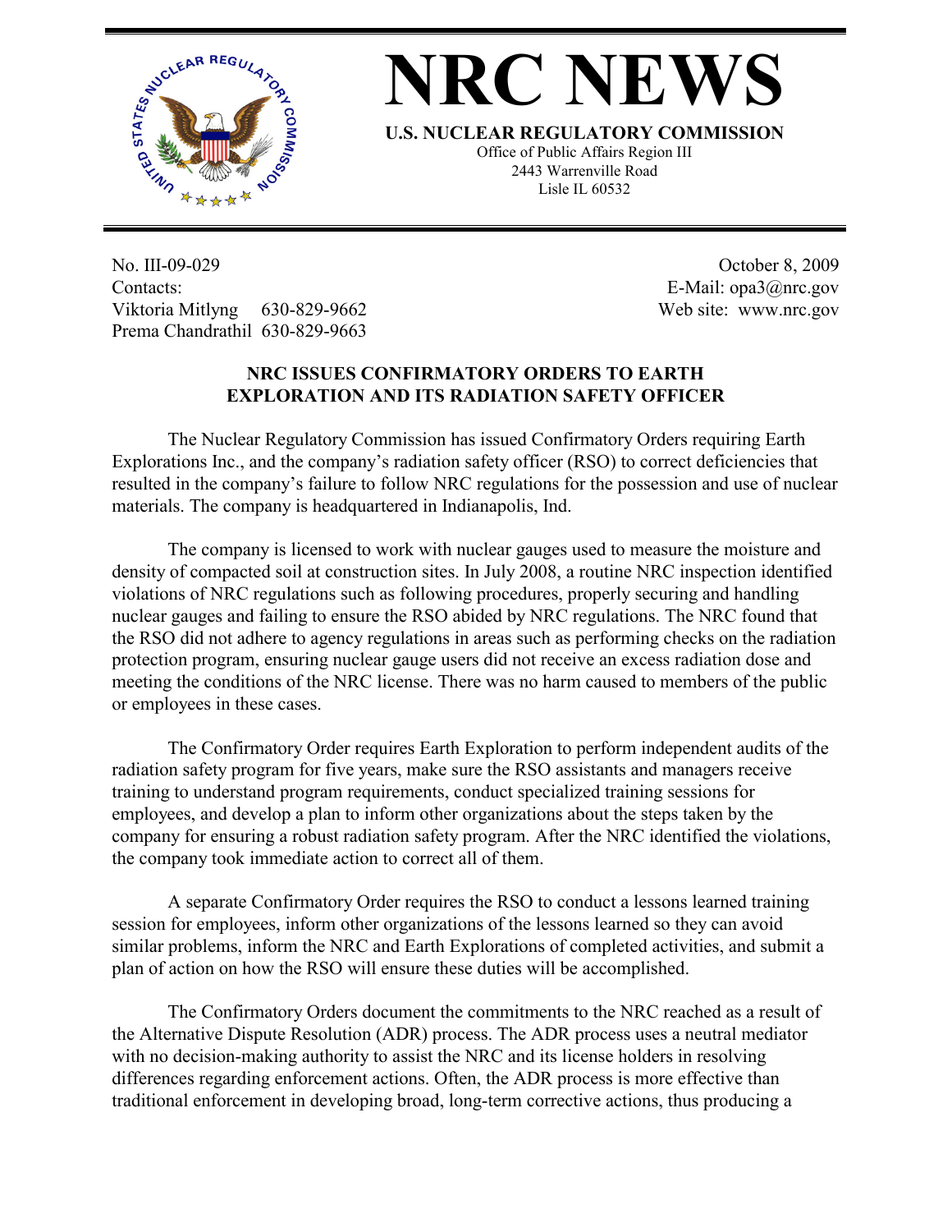# NRC NEWS

**U.S. NUCLEAR REGULATORY COMMISSION**

Office of Public Affairs Region III
2443 Warrenville Road
Lisle IL 60532

No. III-09-029
Contacts:
Viktoria Mitlyng 630-829-9662
Prema Chandrathil 630-829-9663

October 8, 2009
E-Mail: opa3@nrc.gov
Web site: www.nrc.gov

## NRC ISSUES CONFIRMATORY ORDERS TO EARTH EXPLORATION AND ITS RADIATION SAFETY OFFICER

The Nuclear Regulatory Commission has issued Confirmatory Orders requiring Earth Explorations Inc., and the company's radiation safety officer (RSO) to correct deficiencies that resulted in the company's failure to follow NRC regulations for the possession and use of nuclear materials. The company is headquartered in Indianapolis, Ind.

The company is licensed to work with nuclear gauges used to measure the moisture and density of compacted soil at construction sites. In July 2008, a routine NRC inspection identified violations of NRC regulations such as following procedures, properly securing and handling nuclear gauges and failing to ensure the RSO abided by NRC regulations. The NRC found that the RSO did not adhere to agency regulations in areas such as performing checks on the radiation protection program, ensuring nuclear gauge users did not receive an excess radiation dose and meeting the conditions of the NRC license. There was no harm caused to members of the public or employees in these cases.

The Confirmatory Order requires Earth Exploration to perform independent audits of the radiation safety program for five years, make sure the RSO assistants and managers receive training to understand program requirements, conduct specialized training sessions for employees, and develop a plan to inform other organizations about the steps taken by the company for ensuring a robust radiation safety program. After the NRC identified the violations, the company took immediate action to correct all of them.

A separate Confirmatory Order requires the RSO to conduct a lessons learned training session for employees, inform other organizations of the lessons learned so they can avoid similar problems, inform the NRC and Earth Explorations of completed activities, and submit a plan of action on how the RSO will ensure these duties will be accomplished.

The Confirmatory Orders document the commitments to the NRC reached as a result of the Alternative Dispute Resolution (ADR) process. The ADR process uses a neutral mediator with no decision-making authority to assist the NRC and its license holders in resolving differences regarding enforcement actions. Often, the ADR process is more effective than traditional enforcement in developing broad, long-term corrective actions, thus producing a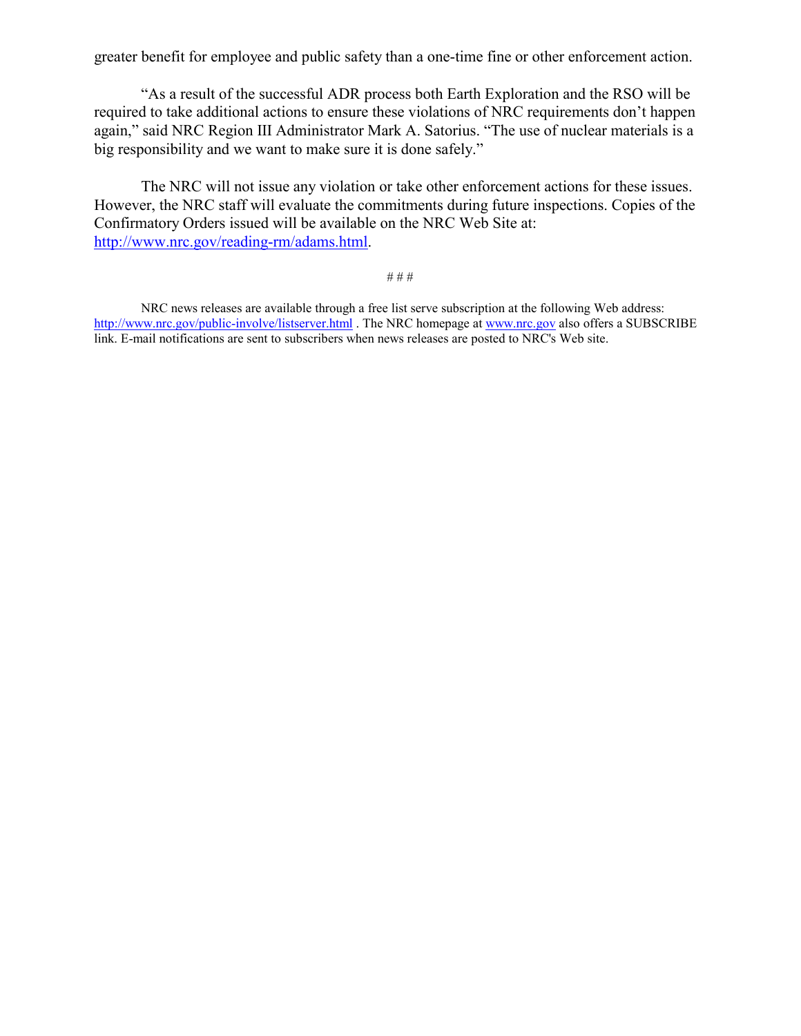greater benefit for employee and public safety than a one-time fine or other enforcement action.

"As a result of the successful ADR process both Earth Exploration and the RSO will be required to take additional actions to ensure these violations of NRC requirements don't happen again," said NRC Region III Administrator Mark A. Satorius. "The use of nuclear materials is a big responsibility and we want to make sure it is done safely."

The NRC will not issue any violation or take other enforcement actions for these issues. However, the NRC staff will evaluate the commitments during future inspections. Copies of the Confirmatory Orders issued will be available on the NRC Web Site at: http://www.nrc.gov/reading-rm/adams.html.

# # #

NRC news releases are available through a free list serve subscription at the following Web address: http://www.nrc.gov/public-involve/listserver.html . The NRC homepage at www.nrc.gov also offers a SUBSCRIBE link. E-mail notifications are sent to subscribers when news releases are posted to NRC's Web site.